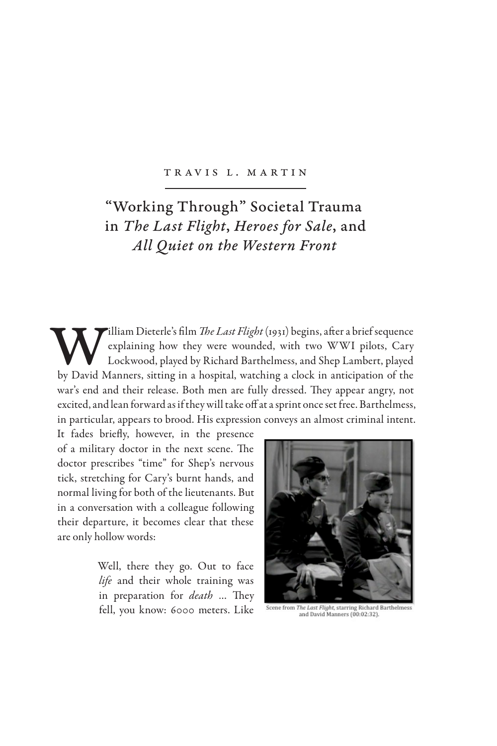TRAVIS L. MARTIN

# "Working Through" Societal Trauma in *The Last Flight*, *Heroes for Sale*, and *All Quiet on the Western Front*

William Dieterle's film *The Last Flight* (1931) begins, after a brief sequence explaining how they were wounded, with two WWI pilots, Cary Lockwood, played by Richard Barthelmess, and Shep Lambert, played by David Manners, sitting in a hospital, watching a clock in anticipation of the war's end and their release. Both men are fully dressed. They appear angry, not excited, and lean forward as if they will take off at a sprint once set free. Barthelmess, in particular, appears to brood. His expression conveys an almost criminal intent. It fades briefly, however, in the presence of a military doctor in the next scene. The doctor prescribes "time" for Shep's nervous tick, stretching for Cary's burnt hands, and normal living for both of the lieutenants. But in a conversation with a colleague following their departure, it becomes clear that these are only hollow words:

Scene from *The Last Flight*, starring Richard Barthelmess and David Manners (00:02:32).

> Well, there they go. Out to face *life* and their whole training was in preparation for *death* ... They fell, you know: 6000 meters. Like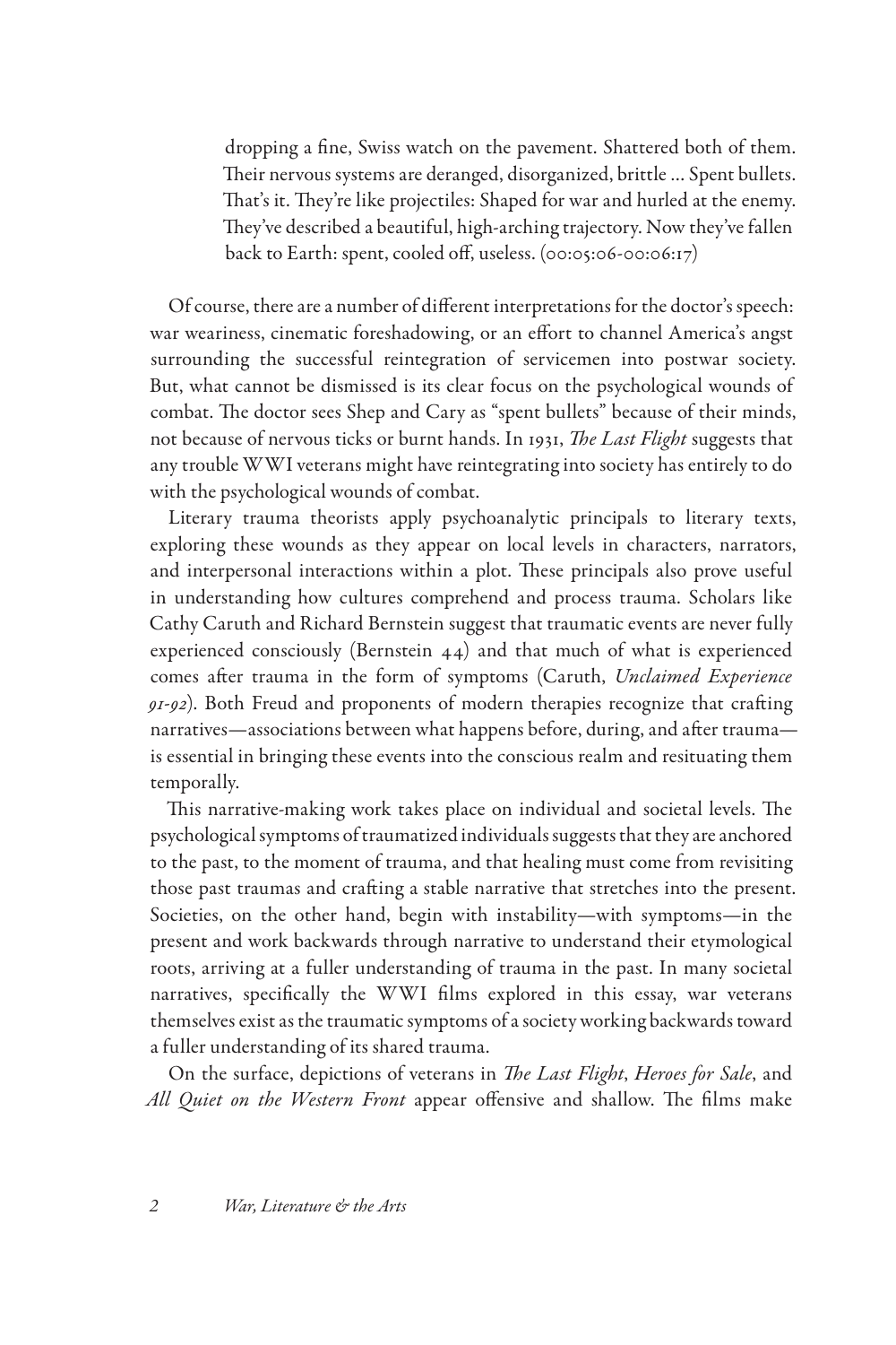> dropping a fine, Swiss watch on the pavement. Shattered both of them. Their nervous systems are deranged, disorganized, brittle ... Spent bullets. That's it. They're like projectiles: Shaped for war and hurled at the enemy. They've described a beautiful, high-arching trajectory. Now they've fallen back to Earth: spent, cooled off, useless. (00:05:06-00:06:17)

Of course, there are a number of different interpretations for the doctor's speech: war weariness, cinematic foreshadowing, or an effort to channel America's angst surrounding the successful reintegration of servicemen into postwar society. But, what cannot be dismissed is its clear focus on the psychological wounds of combat. The doctor sees Shep and Cary as "spent bullets" because of their minds, not because of nervous ticks or burnt hands. In 1931, *The Last Flight* suggests that any trouble WWI veterans might have reintegrating into society has entirely to do with the psychological wounds of combat.

Literary trauma theorists apply psychoanalytic principals to literary texts, exploring these wounds as they appear on local levels in characters, narrators, and interpersonal interactions within a plot. These principals also prove useful in understanding how cultures comprehend and process trauma. Scholars like Cathy Caruth and Richard Bernstein suggest that traumatic events are never fully experienced consciously (Bernstein 44) and that much of what is experienced comes after trauma in the form of symptoms (Caruth, *Unclaimed Experience 91-92*). Both Freud and proponents of modern therapies recognize that crafting narratives—associations between what happens before, during, and after trauma—is essential in bringing these events into the conscious realm and resituating them temporally.

This narrative-making work takes place on individual and societal levels. The psychological symptoms of traumatized individuals suggests that they are anchored to the past, to the moment of trauma, and that healing must come from revisiting those past traumas and crafting a stable narrative that stretches into the present. Societies, on the other hand, begin with instability—with symptoms—in the present and work backwards through narrative to understand their etymological roots, arriving at a fuller understanding of trauma in the past. In many societal narratives, specifically the WWI films explored in this essay, war veterans themselves exist as the traumatic symptoms of a society working backwards toward a fuller understanding of its shared trauma.

On the surface, depictions of veterans in *The Last Flight*, *Heroes for Sale*, and *All Quiet on the Western Front* appear offensive and shallow. The films make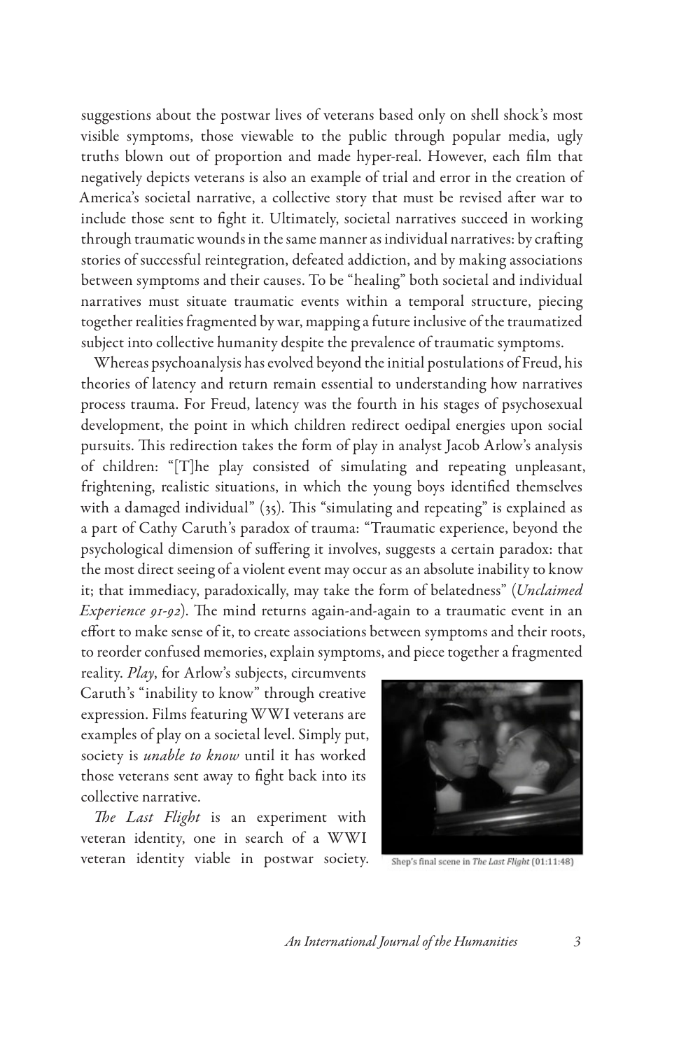suggestions about the postwar lives of veterans based only on shell shock's most visible symptoms, those viewable to the public through popular media, ugly truths blown out of proportion and made hyper-real. However, each film that negatively depicts veterans is also an example of trial and error in the creation of America's societal narrative, a collective story that must be revised after war to include those sent to fight it. Ultimately, societal narratives succeed in working through traumatic wounds in the same manner as individual narratives: by crafting stories of successful reintegration, defeated addiction, and by making associations between symptoms and their causes. To be "healing" both societal and individual narratives must situate traumatic events within a temporal structure, piecing together realities fragmented by war, mapping a future inclusive of the traumatized subject into collective humanity despite the prevalence of traumatic symptoms.

Whereas psychoanalysis has evolved beyond the initial postulations of Freud, his theories of latency and return remain essential to understanding how narratives process trauma. For Freud, latency was the fourth in his stages of psychosexual development, the point in which children redirect oedipal energies upon social pursuits. This redirection takes the form of play in analyst Jacob Arlow's analysis of children: "[T]he play consisted of simulating and repeating unpleasant, frightening, realistic situations, in which the young boys identified themselves with a damaged individual" (35). This "simulating and repeating" is explained as a part of Cathy Caruth's paradox of trauma: "Traumatic experience, beyond the psychological dimension of suffering it involves, suggests a certain paradox: that the most direct seeing of a violent event may occur as an absolute inability to know it; that immediacy, paradoxically, may take the form of belatedness" (*Unclaimed Experience 91-92*). The mind returns again-and-again to a traumatic event in an effort to make sense of it, to create associations between symptoms and their roots, to reorder confused memories, explain symptoms, and piece together a fragmented reality. *Play*, for Arlow's subjects, circumvents Caruth's "inability to know" through creative expression. Films featuring WWI veterans are examples of play on a societal level. Simply put, society is *unable to know* until it has worked those veterans sent away to fight back into its collective narrative.

Shep's final scene in *The Last Flight* (01:11:48)

*The Last Flight* is an experiment with veteran identity, one in search of a WWI veteran identity viable in postwar society.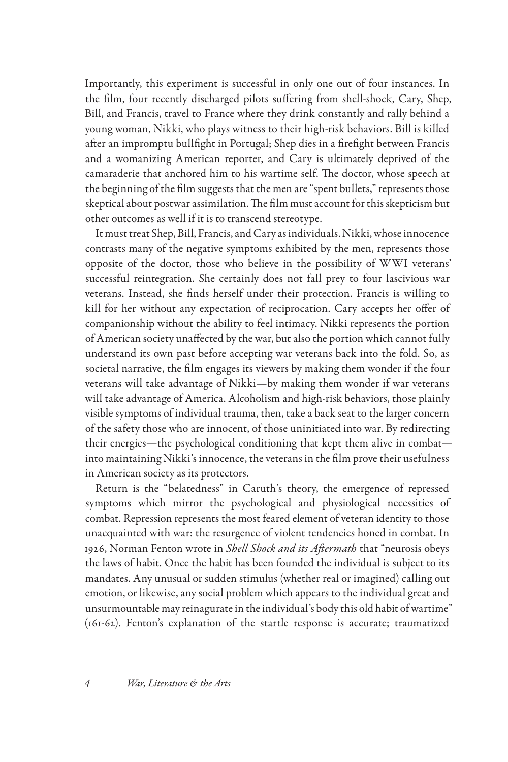Importantly, this experiment is successful in only one out of four instances. In the film, four recently discharged pilots suffering from shell-shock, Cary, Shep, Bill, and Francis, travel to France where they drink constantly and rally behind a young woman, Nikki, who plays witness to their high-risk behaviors. Bill is killed after an impromptu bullfight in Portugal; Shep dies in a firefight between Francis and a womanizing American reporter, and Cary is ultimately deprived of the camaraderie that anchored him to his wartime self. The doctor, whose speech at the beginning of the film suggests that the men are "spent bullets," represents those skeptical about postwar assimilation. The film must account for this skepticism but other outcomes as well if it is to transcend stereotype.

It must treat Shep, Bill, Francis, and Cary as individuals. Nikki, whose innocence contrasts many of the negative symptoms exhibited by the men, represents those opposite of the doctor, those who believe in the possibility of WWI veterans' successful reintegration. She certainly does not fall prey to four lascivious war veterans. Instead, she finds herself under their protection. Francis is willing to kill for her without any expectation of reciprocation. Cary accepts her offer of companionship without the ability to feel intimacy. Nikki represents the portion of American society unaffected by the war, but also the portion which cannot fully understand its own past before accepting war veterans back into the fold. So, as societal narrative, the film engages its viewers by making them wonder if the four veterans will take advantage of Nikki—by making them wonder if war veterans will take advantage of America. Alcoholism and high-risk behaviors, those plainly visible symptoms of individual trauma, then, take a back seat to the larger concern of the safety those who are innocent, of those uninitiated into war. By redirecting their energies—the psychological conditioning that kept them alive in combat—into maintaining Nikki's innocence, the veterans in the film prove their usefulness in American society as its protectors.

Return is the "belatedness" in Caruth's theory, the emergence of repressed symptoms which mirror the psychological and physiological necessities of combat. Repression represents the most feared element of veteran identity to those unacquainted with war: the resurgence of violent tendencies honed in combat. In 1926, Norman Fenton wrote in *Shell Shock and its Aftermath* that "neurosis obeys the laws of habit. Once the habit has been founded the individual is subject to its mandates. Any unusual or sudden stimulus (whether real or imagined) calling out emotion, or likewise, any social problem which appears to the individual great and unsurmountable may reinagurate in the individual's body this old habit of wartime" (161-62). Fenton's explanation of the startle response is accurate; traumatized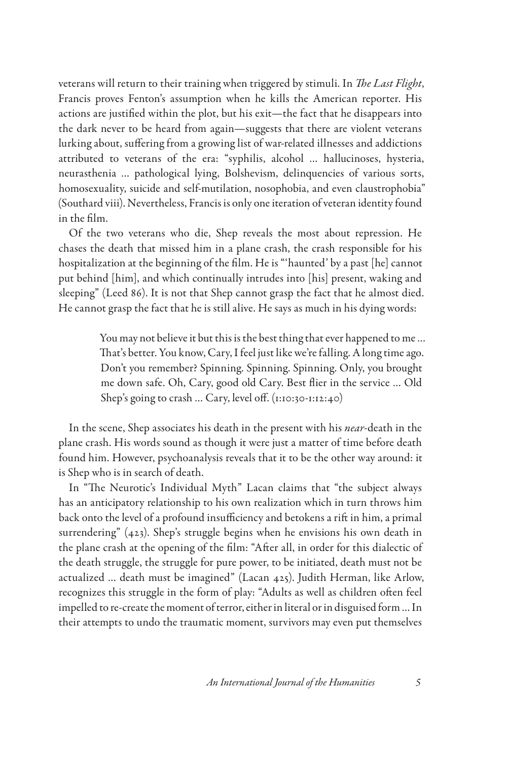veterans will return to their training when triggered by stimuli. In *The Last Flight*, Francis proves Fenton's assumption when he kills the American reporter. His actions are justified within the plot, but his exit—the fact that he disappears into the dark never to be heard from again—suggests that there are violent veterans lurking about, suffering from a growing list of war-related illnesses and addictions attributed to veterans of the era: "syphilis, alcohol … hallucinoses, hysteria, neurasthenia … pathological lying, Bolshevism, delinquencies of various sorts, homosexuality, suicide and self-mutilation, nosophobia, and even claustrophobia" (Southard viii). Nevertheless, Francis is only one iteration of veteran identity found in the film.

Of the two veterans who die, Shep reveals the most about repression. He chases the death that missed him in a plane crash, the crash responsible for his hospitalization at the beginning of the film. He is "'haunted' by a past [he] cannot put behind [him], and which continually intrudes into [his] present, waking and sleeping" (Leed 86). It is not that Shep cannot grasp the fact that he almost died. He cannot grasp the fact that he is still alive. He says as much in his dying words:

> You may not believe it but this is the best thing that ever happened to me … That's better. You know, Cary, I feel just like we're falling. A long time ago. Don't you remember? Spinning. Spinning. Spinning. Only, you brought me down safe. Oh, Cary, good old Cary. Best flier in the service … Old Shep's going to crash … Cary, level off. (1:10:30-1:12:40)

In the scene, Shep associates his death in the present with his *near*-death in the plane crash. His words sound as though it were just a matter of time before death found him. However, psychoanalysis reveals that it to be the other way around: it is Shep who is in search of death.

In "The Neurotic's Individual Myth" Lacan claims that "the subject always has an anticipatory relationship to his own realization which in turn throws him back onto the level of a profound insufficiency and betokens a rift in him, a primal surrendering" (423). Shep's struggle begins when he envisions his own death in the plane crash at the opening of the film: "After all, in order for this dialectic of the death struggle, the struggle for pure power, to be initiated, death must not be actualized … death must be imagined" (Lacan 425). Judith Herman, like Arlow, recognizes this struggle in the form of play: "Adults as well as children often feel impelled to re-create the moment of terror, either in literal or in disguised form … In their attempts to undo the traumatic moment, survivors may even put themselves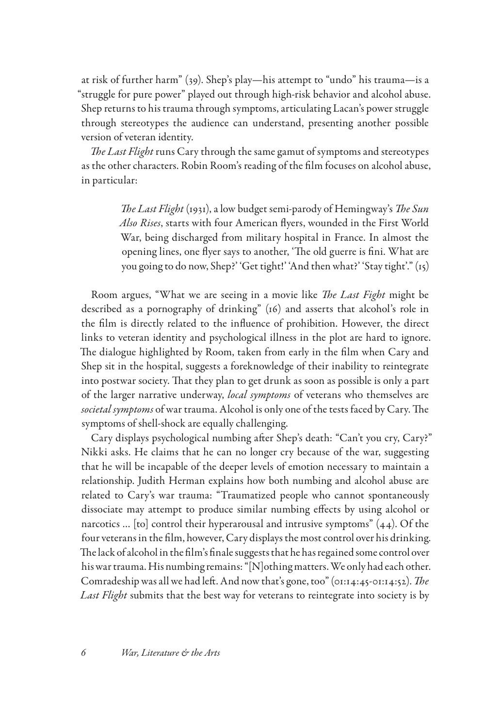at risk of further harm" (39). Shep's play—his attempt to "undo" his trauma—is a "struggle for pure power" played out through high-risk behavior and alcohol abuse. Shep returns to his trauma through symptoms, articulating Lacan's power struggle through stereotypes the audience can understand, presenting another possible version of veteran identity.

*The Last Flight* runs Cary through the same gamut of symptoms and stereotypes as the other characters. Robin Room's reading of the film focuses on alcohol abuse, in particular:

> *The Last Flight* (1931), a low budget semi-parody of Hemingway's *The Sun Also Rises*, starts with four American flyers, wounded in the First World War, being discharged from military hospital in France. In almost the opening lines, one flyer says to another, 'The old guerre is fini. What are you going to do now, Shep?' 'Get tight!' 'And then what?' 'Stay tight'." (15)

Room argues, "What we are seeing in a movie like *The Last Fight* might be described as a pornography of drinking" (16) and asserts that alcohol's role in the film is directly related to the influence of prohibition. However, the direct links to veteran identity and psychological illness in the plot are hard to ignore. The dialogue highlighted by Room, taken from early in the film when Cary and Shep sit in the hospital, suggests a foreknowledge of their inability to reintegrate into postwar society. That they plan to get drunk as soon as possible is only a part of the larger narrative underway, *local symptoms* of veterans who themselves are *societal symptoms* of war trauma. Alcohol is only one of the tests faced by Cary. The symptoms of shell-shock are equally challenging.

Cary displays psychological numbing after Shep's death: "Can't you cry, Cary?" Nikki asks. He claims that he can no longer cry because of the war, suggesting that he will be incapable of the deeper levels of emotion necessary to maintain a relationship. Judith Herman explains how both numbing and alcohol abuse are related to Cary's war trauma: "Traumatized people who cannot spontaneously dissociate may attempt to produce similar numbing effects by using alcohol or narcotics ... [to] control their hyperarousal and intrusive symptoms" (44). Of the four veterans in the film, however, Cary displays the most control over his drinking. The lack of alcohol in the film's finale suggests that he has regained some control over his war trauma. His numbing remains: "[N]othing matters. We only had each other. Comradeship was all we had left. And now that's gone, too" (01:14:45-01:14:52). *The Last Flight* submits that the best way for veterans to reintegrate into society is by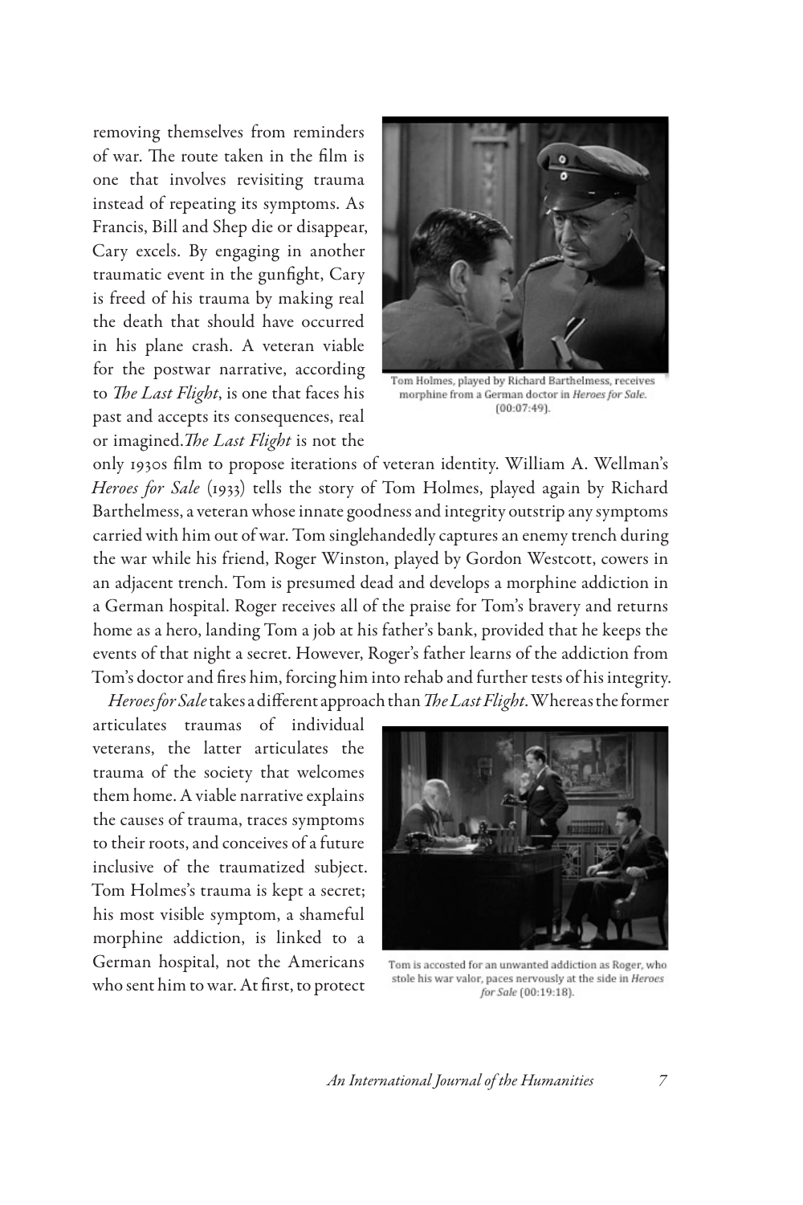removing themselves from reminders of war. The route taken in the film is one that involves revisiting trauma instead of repeating its symptoms. As Francis, Bill and Shep die or disappear, Cary excels. By engaging in another traumatic event in the gunfight, Cary is freed of his trauma by making real the death that should have occurred in his plane crash. A veteran viable for the postwar narrative, according to *The Last Flight*, is one that faces his past and accepts its consequences, real or imagined. *The Last Flight* is not the only 1930s film to propose iterations of veteran identity. William A. Wellman's *Heroes for Sale* (1933) tells the story of Tom Holmes, played again by Richard Barthelmess, a veteran whose innate goodness and integrity outstrip any symptoms carried with him out of war. Tom singlehandedly captures an enemy trench during the war while his friend, Roger Winston, played by Gordon Westcott, cowers in an adjacent trench. Tom is presumed dead and develops a morphine addiction in a German hospital. Roger receives all of the praise for Tom's bravery and returns home as a hero, landing Tom a job at his father's bank, provided that he keeps the events of that night a secret. However, Roger's father learns of the addiction from Tom's doctor and fires him, forcing him into rehab and further tests of his integrity.

Tom Holmes, played by Richard Barthelmess, receives morphine from a German doctor in *Heroes for Sale*. (00:07:49).

*Heroes for Sale* takes a different approach than *The Last Flight*. Whereas the former articulates traumas of individual veterans, the latter articulates the trauma of the society that welcomes them home. A viable narrative explains the causes of trauma, traces symptoms to their roots, and conceives of a future inclusive of the traumatized subject. Tom Holmes's trauma is kept a secret; his most visible symptom, a shameful morphine addiction, is linked to a German hospital, not the Americans who sent him to war. At first, to protect

Tom is accosted for an unwanted addiction as Roger, who stole his war valor, paces nervously at the side in *Heroes for Sale* (00:19:18).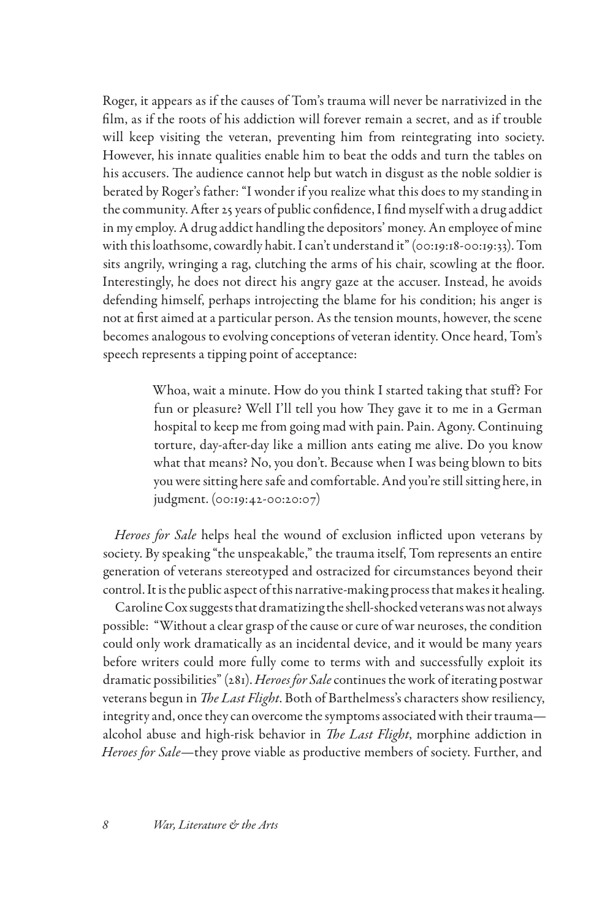Roger, it appears as if the causes of Tom's trauma will never be narrativized in the film, as if the roots of his addiction will forever remain a secret, and as if trouble will keep visiting the veteran, preventing him from reintegrating into society. However, his innate qualities enable him to beat the odds and turn the tables on his accusers. The audience cannot help but watch in disgust as the noble soldier is berated by Roger's father: "I wonder if you realize what this does to my standing in the community. After 25 years of public confidence, I find myself with a drug addict in my employ. A drug addict handling the depositors' money. An employee of mine with this loathsome, cowardly habit. I can't understand it" (00:19:18-00:19:33). Tom sits angrily, wringing a rag, clutching the arms of his chair, scowling at the floor. Interestingly, he does not direct his angry gaze at the accuser. Instead, he avoids defending himself, perhaps introjecting the blame for his condition; his anger is not at first aimed at a particular person. As the tension mounts, however, the scene becomes analogous to evolving conceptions of veteran identity. Once heard, Tom's speech represents a tipping point of acceptance:

> Whoa, wait a minute. How do you think I started taking that stuff? For fun or pleasure? Well I'll tell you how They gave it to me in a German hospital to keep me from going mad with pain. Pain. Agony. Continuing torture, day-after-day like a million ants eating me alive. Do you know what that means? No, you don't. Because when I was being blown to bits you were sitting here safe and comfortable. And you're still sitting here, in judgment. (00:19:42-00:20:07)

*Heroes for Sale* helps heal the wound of exclusion inflicted upon veterans by society. By speaking "the unspeakable," the trauma itself, Tom represents an entire generation of veterans stereotyped and ostracized for circumstances beyond their control. It is the public aspect of this narrative-making process that makes it healing.

Caroline Cox suggests that dramatizing the shell-shocked veterans was not always possible: "Without a clear grasp of the cause or cure of war neuroses, the condition could only work dramatically as an incidental device, and it would be many years before writers could more fully come to terms with and successfully exploit its dramatic possibilities" (281). *Heroes for Sale* continues the work of iterating postwar veterans begun in *The Last Flight*. Both of Barthelmess's characters show resiliency, integrity and, once they can overcome the symptoms associated with their trauma—alcohol abuse and high-risk behavior in *The Last Flight*, morphine addiction in *Heroes for Sale*—they prove viable as productive members of society. Further, and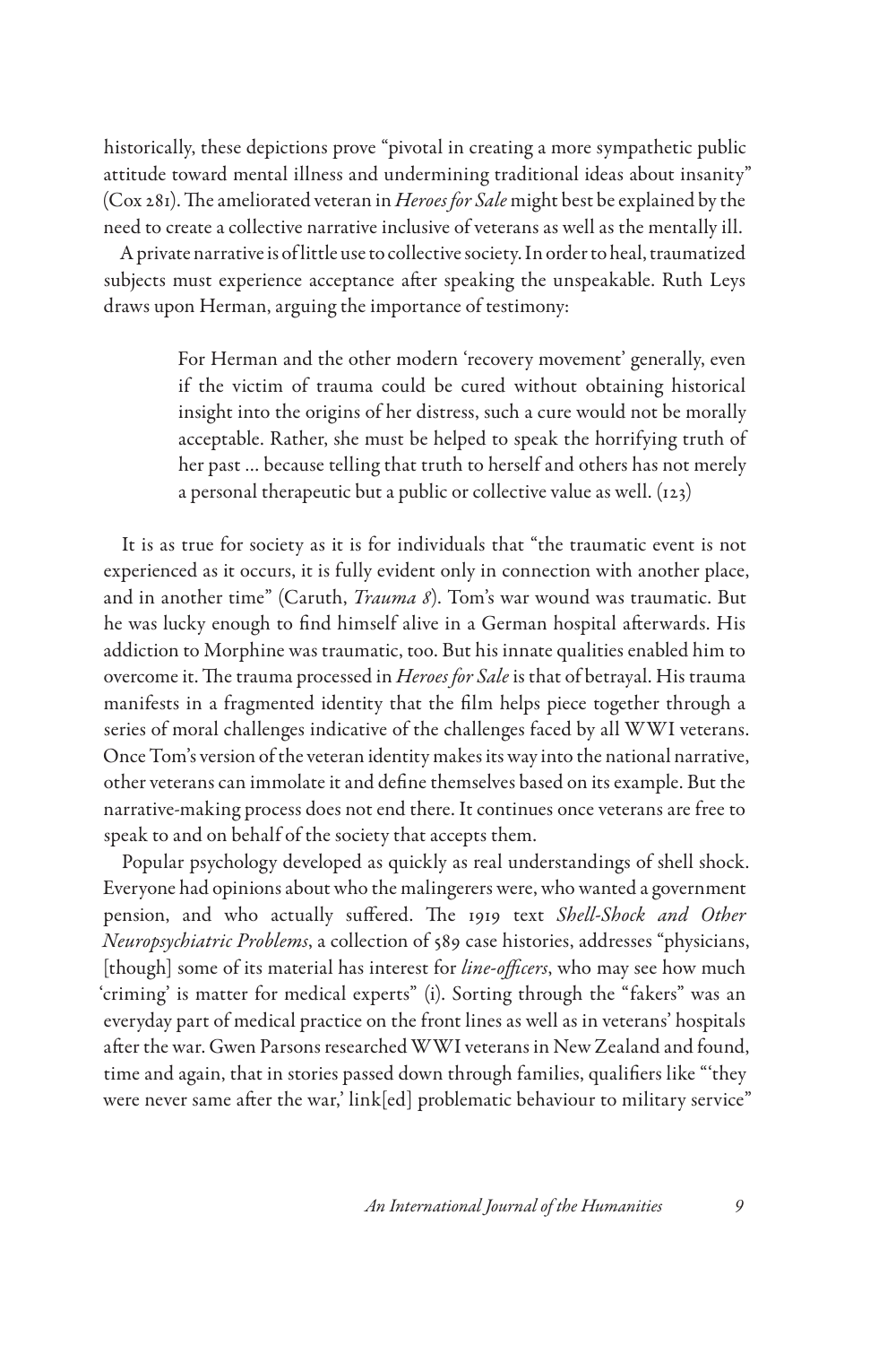historically, these depictions prove "pivotal in creating a more sympathetic public attitude toward mental illness and undermining traditional ideas about insanity" (Cox 281). The ameliorated veteran in *Heroes for Sale* might best be explained by the need to create a collective narrative inclusive of veterans as well as the mentally ill.

A private narrative is of little use to collective society. In order to heal, traumatized subjects must experience acceptance after speaking the unspeakable. Ruth Leys draws upon Herman, arguing the importance of testimony:

> For Herman and the other modern 'recovery movement' generally, even if the victim of trauma could be cured without obtaining historical insight into the origins of her distress, such a cure would not be morally acceptable. Rather, she must be helped to speak the horrifying truth of her past … because telling that truth to herself and others has not merely a personal therapeutic but a public or collective value as well. (123)

It is as true for society as it is for individuals that "the traumatic event is not experienced as it occurs, it is fully evident only in connection with another place, and in another time" (Caruth, *Trauma 8*). Tom's war wound was traumatic. But he was lucky enough to find himself alive in a German hospital afterwards. His addiction to Morphine was traumatic, too. But his innate qualities enabled him to overcome it. The trauma processed in *Heroes for Sale* is that of betrayal. His trauma manifests in a fragmented identity that the film helps piece together through a series of moral challenges indicative of the challenges faced by all WWI veterans. Once Tom's version of the veteran identity makes its way into the national narrative, other veterans can immolate it and define themselves based on its example. But the narrative-making process does not end there. It continues once veterans are free to speak to and on behalf of the society that accepts them.

Popular psychology developed as quickly as real understandings of shell shock. Everyone had opinions about who the malingerers were, who wanted a government pension, and who actually suffered. The 1919 text *Shell-Shock and Other Neuropsychiatric Problems*, a collection of 589 case histories, addresses "physicians, [though] some of its material has interest for *line-officers*, who may see how much 'criming' is matter for medical experts" (i). Sorting through the "fakers" was an everyday part of medical practice on the front lines as well as in veterans' hospitals after the war. Gwen Parsons researched WWI veterans in New Zealand and found, time and again, that in stories passed down through families, qualifiers like "'they were never same after the war,' link[ed] problematic behaviour to military service"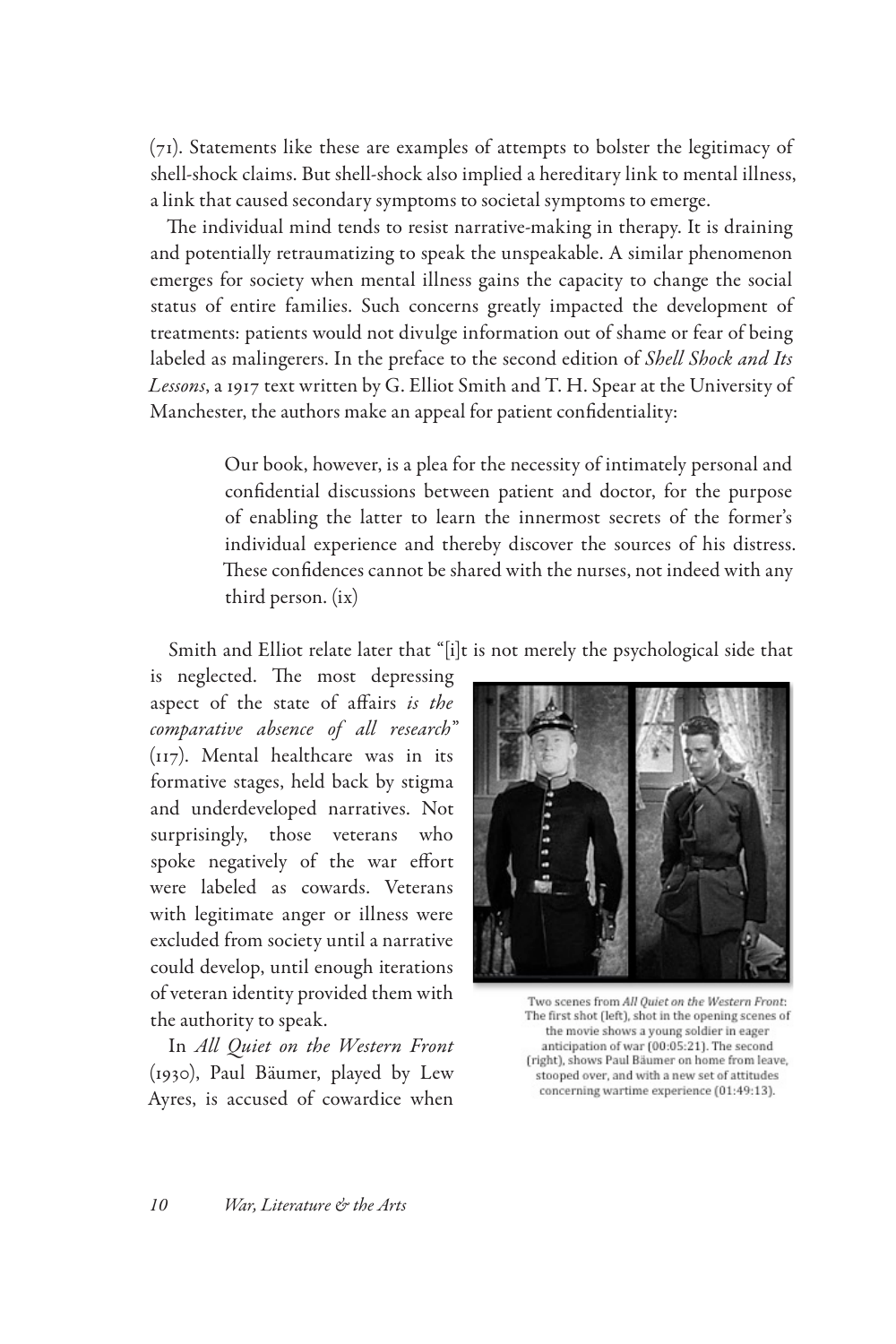(71). Statements like these are examples of attempts to bolster the legitimacy of shell-shock claims. But shell-shock also implied a hereditary link to mental illness, a link that caused secondary symptoms to societal symptoms to emerge.

The individual mind tends to resist narrative-making in therapy. It is draining and potentially retraumatizing to speak the unspeakable. A similar phenomenon emerges for society when mental illness gains the capacity to change the social status of entire families. Such concerns greatly impacted the development of treatments: patients would not divulge information out of shame or fear of being labeled as malingerers. In the preface to the second edition of *Shell Shock and Its Lessons*, a 1917 text written by G. Elliot Smith and T. H. Spear at the University of Manchester, the authors make an appeal for patient confidentiality:

> Our book, however, is a plea for the necessity of intimately personal and confidential discussions between patient and doctor, for the purpose of enabling the latter to learn the innermost secrets of the former's individual experience and thereby discover the sources of his distress. These confidences cannot be shared with the nurses, not indeed with any third person. (ix)

Smith and Elliot relate later that "[i]t is not merely the psychological side that is neglected. The most depressing aspect of the state of affairs *is the comparative absence of all research*" (117). Mental healthcare was in its formative stages, held back by stigma and underdeveloped narratives. Not surprisingly, those veterans who spoke negatively of the war effort were labeled as cowards. Veterans with legitimate anger or illness were excluded from society until a narrative could develop, until enough iterations of veteran identity provided them with the authority to speak.

Two scenes from *All Quiet on the Western Front*: The first shot (left), shot in the opening scenes of the movie shows a young soldier in eager anticipation of war (00:05:21). The second (right), shows Paul Bäumer on home from leave, stooped over, and with a new set of attitudes concerning wartime experience (01:49:13).

In *All Quiet on the Western Front* (1930), Paul Bäumer, played by Lew Ayres, is accused of cowardice when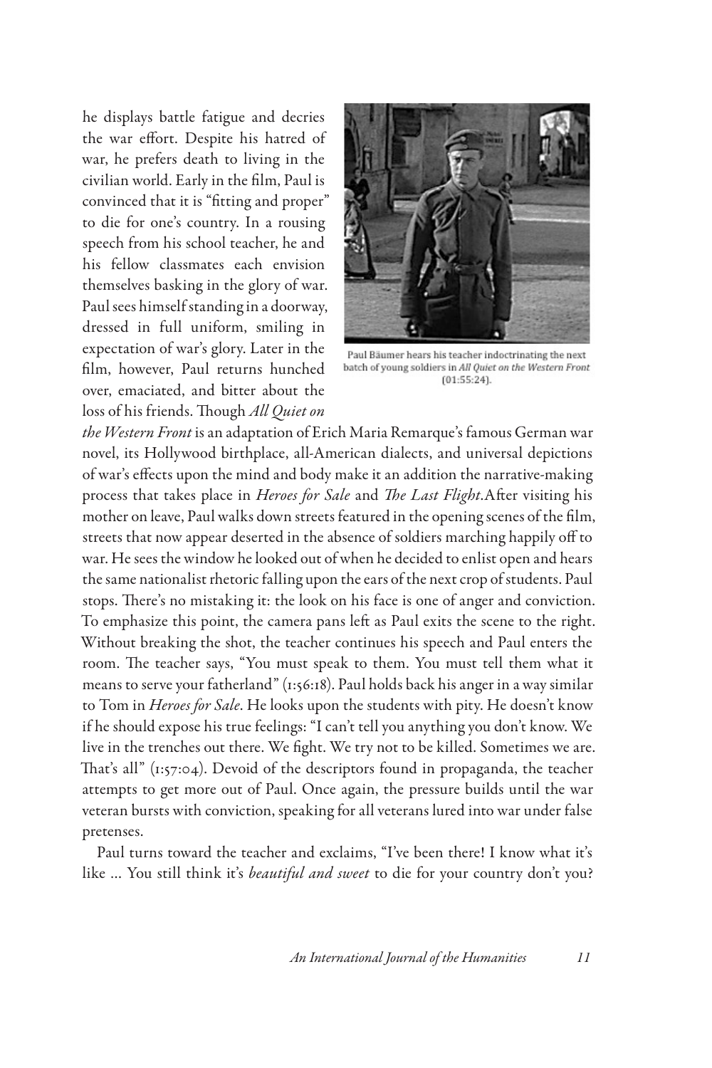he displays battle fatigue and decries the war effort. Despite his hatred of war, he prefers death to living in the civilian world. Early in the film, Paul is convinced that it is "fitting and proper" to die for one's country. In a rousing speech from his school teacher, he and his fellow classmates each envision themselves basking in the glory of war. Paul sees himself standing in a doorway, dressed in full uniform, smiling in expectation of war's glory. Later in the film, however, Paul returns hunched over, emaciated, and bitter about the loss of his friends. Though *All Quiet on the Western Front* is an adaptation of Erich Maria Remarque's famous German war novel, its Hollywood birthplace, all-American dialects, and universal depictions of war's effects upon the mind and body make it an addition the narrative-making process that takes place in *Heroes for Sale* and *The Last Flight*.After visiting his mother on leave, Paul walks down streets featured in the opening scenes of the film, streets that now appear deserted in the absence of soldiers marching happily off to war. He sees the window he looked out of when he decided to enlist open and hears the same nationalist rhetoric falling upon the ears of the next crop of students. Paul stops. There's no mistaking it: the look on his face is one of anger and conviction. To emphasize this point, the camera pans left as Paul exits the scene to the right. Without breaking the shot, the teacher continues his speech and Paul enters the room. The teacher says, "You must speak to them. You must tell them what it means to serve your fatherland" (1:56:18). Paul holds back his anger in a way similar to Tom in *Heroes for Sale*. He looks upon the students with pity. He doesn't know if he should expose his true feelings: "I can't tell you anything you don't know. We live in the trenches out there. We fight. We try not to be killed. Sometimes we are. That's all" (1:57:04). Devoid of the descriptors found in propaganda, the teacher attempts to get more out of Paul. Once again, the pressure builds until the war veteran bursts with conviction, speaking for all veterans lured into war under false pretenses.

Paul Bäumer hears his teacher indoctrinating the next batch of young soldiers in *All Quiet on the Western Front* (01:55:24).

Paul turns toward the teacher and exclaims, "I've been there! I know what it's like ... You still think it's *beautiful and sweet* to die for your country don't you?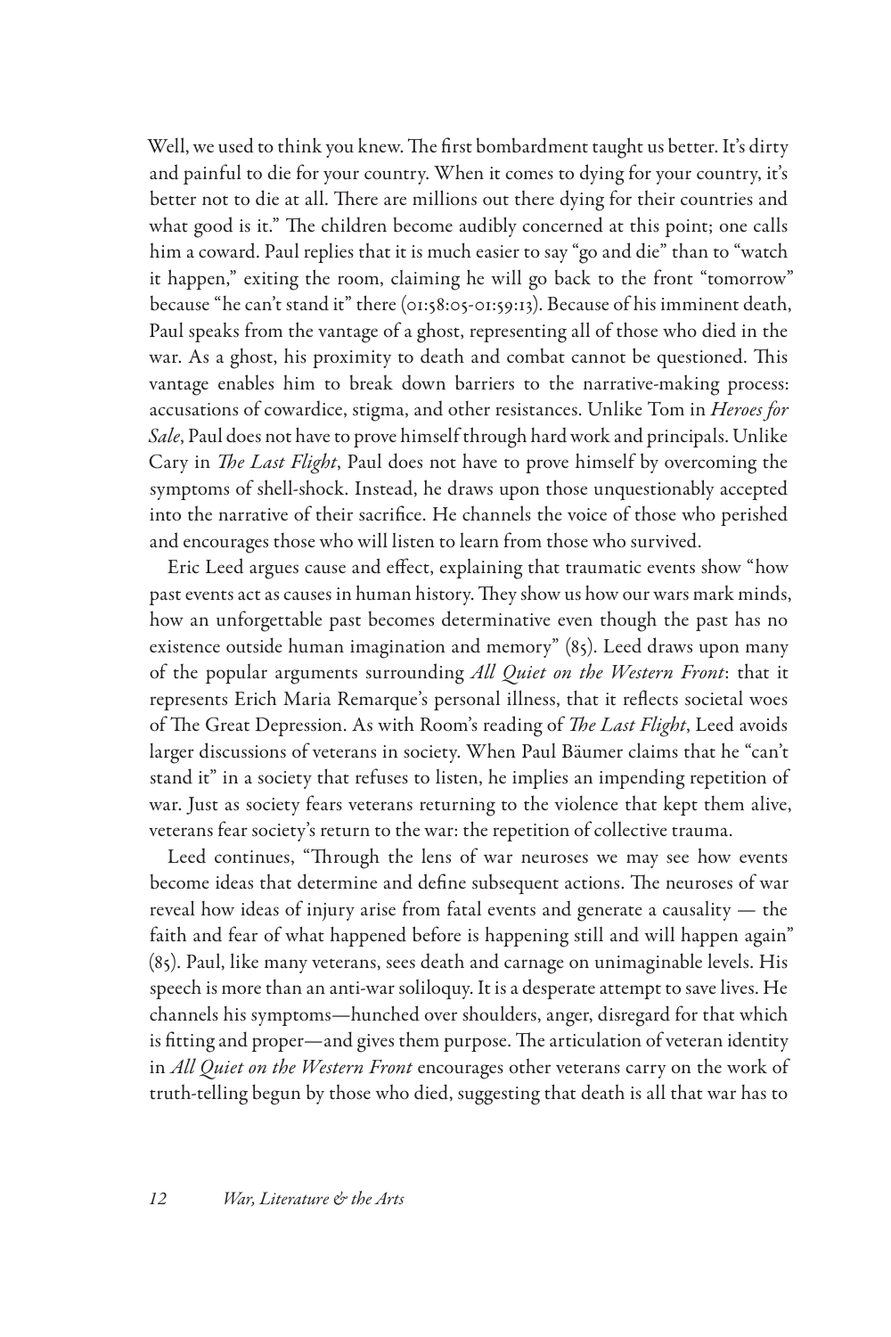Well, we used to think you knew. The first bombardment taught us better. It's dirty and painful to die for your country. When it comes to dying for your country, it's better not to die at all. There are millions out there dying for their countries and what good is it." The children become audibly concerned at this point; one calls him a coward. Paul replies that it is much easier to say "go and die" than to "watch it happen," exiting the room, claiming he will go back to the front "tomorrow" because "he can't stand it" there (01:58:05-01:59:13). Because of his imminent death, Paul speaks from the vantage of a ghost, representing all of those who died in the war. As a ghost, his proximity to death and combat cannot be questioned. This vantage enables him to break down barriers to the narrative-making process: accusations of cowardice, stigma, and other resistances. Unlike Tom in *Heroes for Sale*, Paul does not have to prove himself through hard work and principals. Unlike Cary in *The Last Flight*, Paul does not have to prove himself by overcoming the symptoms of shell-shock. Instead, he draws upon those unquestionably accepted into the narrative of their sacrifice. He channels the voice of those who perished and encourages those who will listen to learn from those who survived.

Eric Leed argues cause and effect, explaining that traumatic events show "how past events act as causes in human history. They show us how our wars mark minds, how an unforgettable past becomes determinative even though the past has no existence outside human imagination and memory" (85). Leed draws upon many of the popular arguments surrounding *All Quiet on the Western Front*: that it represents Erich Maria Remarque's personal illness, that it reflects societal woes of The Great Depression. As with Room's reading of *The Last Flight*, Leed avoids larger discussions of veterans in society. When Paul Bäumer claims that he "can't stand it" in a society that refuses to listen, he implies an impending repetition of war. Just as society fears veterans returning to the violence that kept them alive, veterans fear society's return to the war: the repetition of collective trauma.

Leed continues, "Through the lens of war neuroses we may see how events become ideas that determine and define subsequent actions. The neuroses of war reveal how ideas of injury arise from fatal events and generate a causality — the faith and fear of what happened before is happening still and will happen again" (85). Paul, like many veterans, sees death and carnage on unimaginable levels. His speech is more than an anti-war soliloquy. It is a desperate attempt to save lives. He channels his symptoms—hunched over shoulders, anger, disregard for that which is fitting and proper—and gives them purpose. The articulation of veteran identity in *All Quiet on the Western Front* encourages other veterans carry on the work of truth-telling begun by those who died, suggesting that death is all that war has to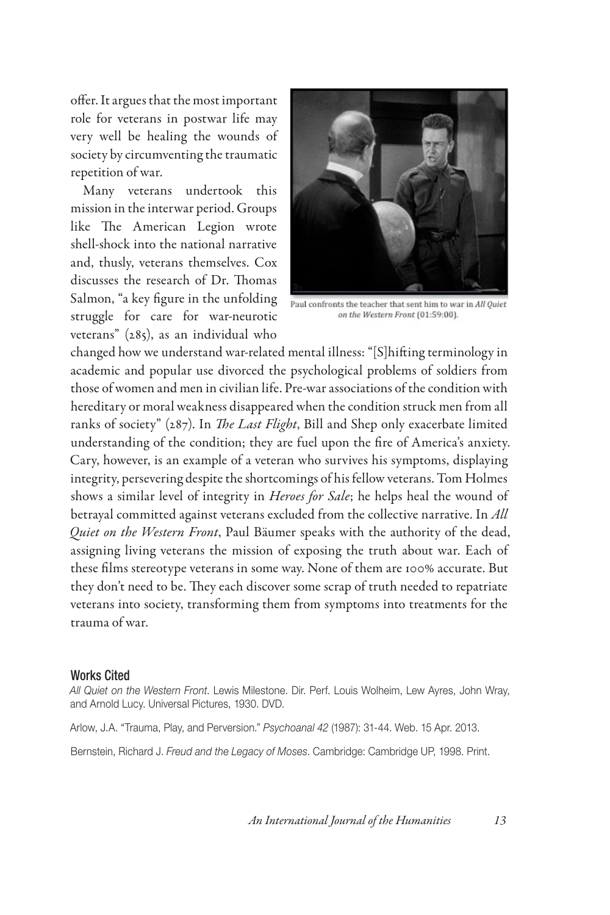offer. It argues that the most important role for veterans in postwar life may very well be healing the wounds of society by circumventing the traumatic repetition of war.

Many veterans undertook this mission in the interwar period. Groups like The American Legion wrote shell-shock into the national narrative and, thusly, veterans themselves. Cox discusses the research of Dr. Thomas Salmon, "a key figure in the unfolding struggle for care for war-neurotic veterans" (285), as an individual who changed how we understand war-related mental illness: "[S]hifting terminology in academic and popular use divorced the psychological problems of soldiers from those of women and men in civilian life. Pre-war associations of the condition with hereditary or moral weakness disappeared when the condition struck men from all ranks of society" (287). In *The Last Flight*, Bill and Shep only exacerbate limited understanding of the condition; they are fuel upon the fire of America's anxiety. Cary, however, is an example of a veteran who survives his symptoms, displaying integrity, persevering despite the shortcomings of his fellow veterans. Tom Holmes shows a similar level of integrity in *Heroes for Sale*; he helps heal the wound of betrayal committed against veterans excluded from the collective narrative. In *All Quiet on the Western Front*, Paul Bäumer speaks with the authority of the dead, assigning living veterans the mission of exposing the truth about war. Each of these films stereotype veterans in some way. None of them are 100% accurate. But they don't need to be. They each discover some scrap of truth needed to repatriate veterans into society, transforming them from symptoms into treatments for the trauma of war.

Paul confronts the teacher that sent him to war in *All Quiet on the Western Front* (01:59:00).

## Works Cited

*All Quiet on the Western Front*. Lewis Milestone. Dir. Perf. Louis Wolheim, Lew Ayres, John Wray, and Arnold Lucy. Universal Pictures, 1930. DVD.

Arlow, J.A. "Trauma, Play, and Perversion." *Psychoanal 42* (1987): 31-44. Web. 15 Apr. 2013.

Bernstein, Richard J. *Freud and the Legacy of Moses*. Cambridge: Cambridge UP, 1998. Print.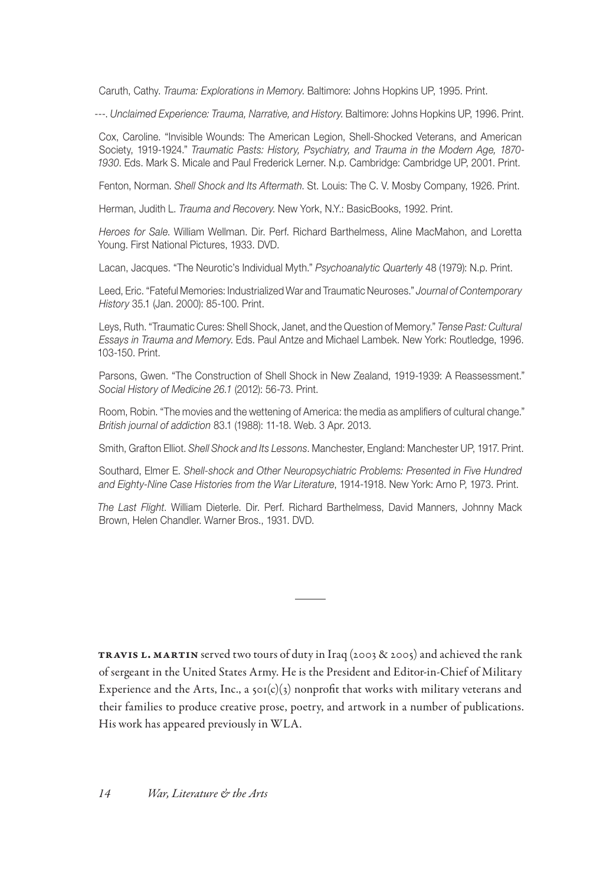Caruth, Cathy. *Trauma: Explorations in Memory*. Baltimore: Johns Hopkins UP, 1995. Print.

---. *Unclaimed Experience: Trauma, Narrative, and History*. Baltimore: Johns Hopkins UP, 1996. Print.

Cox, Caroline. "Invisible Wounds: The American Legion, Shell-Shocked Veterans, and American Society, 1919-1924." *Traumatic Pasts: History, Psychiatry, and Trauma in the Modern Age, 1870-1930*. Eds. Mark S. Micale and Paul Frederick Lerner. N.p. Cambridge: Cambridge UP, 2001. Print.

Fenton, Norman. *Shell Shock and Its Aftermath*. St. Louis: The C. V. Mosby Company, 1926. Print.

Herman, Judith L. *Trauma and Recovery*. New York, N.Y.: BasicBooks, 1992. Print.

*Heroes for Sale*. William Wellman. Dir. Perf. Richard Barthelmess, Aline MacMahon, and Loretta Young. First National Pictures, 1933. DVD.

Lacan, Jacques. "The Neurotic's Individual Myth." *Psychoanalytic Quarterly* 48 (1979): N.p. Print.

Leed, Eric. "Fateful Memories: Industrialized War and Traumatic Neuroses." *Journal of Contemporary History* 35.1 (Jan. 2000): 85-100. Print.

Leys, Ruth. "Traumatic Cures: Shell Shock, Janet, and the Question of Memory." *Tense Past: Cultural Essays in Trauma and Memory*. Eds. Paul Antze and Michael Lambek. New York: Routledge, 1996. 103-150. Print.

Parsons, Gwen. "The Construction of Shell Shock in New Zealand, 1919-1939: A Reassessment." *Social History of Medicine 26.1* (2012): 56-73. Print.

Room, Robin. "The movies and the wettening of America: the media as amplifiers of cultural change." *British journal of addiction* 83.1 (1988): 11-18. Web. 3 Apr. 2013.

Smith, Grafton Elliot. *Shell Shock and Its Lessons*. Manchester, England: Manchester UP, 1917. Print.

Southard, Elmer E. *Shell-shock and Other Neuropsychiatric Problems: Presented in Five Hundred and Eighty-Nine Case Histories from the War Literature*, 1914-1918. New York: Arno P, 1973. Print.

*The Last Flight*. William Dieterle. Dir. Perf. Richard Barthelmess, David Manners, Johnny Mack Brown, Helen Chandler. Warner Bros., 1931. DVD.

---

**Travis L. Martin** served two tours of duty in Iraq (2003 & 2005) and achieved the rank of sergeant in the United States Army. He is the President and Editor-in-Chief of Military Experience and the Arts, Inc., a 501(c)(3) nonprofit that works with military veterans and their families to produce creative prose, poetry, and artwork in a number of publications. His work has appeared previously in WLA.